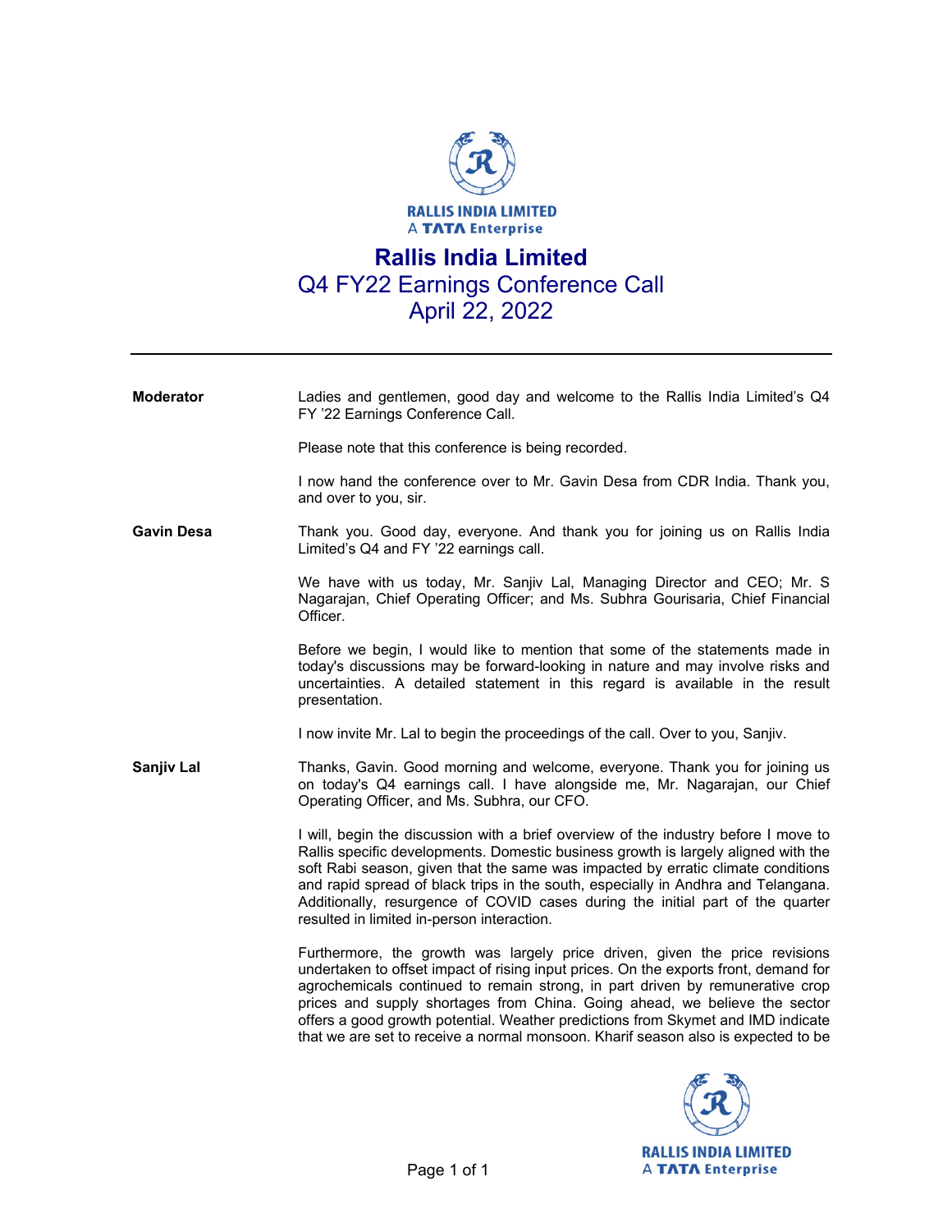RALLIS INDIA LIMITED
A TATA Enterprise

# Rallis India Limited

## Q4 FY22 Earnings Conference Call
## April 22, 2022

---

**Moderator** Ladies and gentlemen, good day and welcome to the Rallis India Limited's Q4 FY '22 Earnings Conference Call.

Please note that this conference is being recorded.

I now hand the conference over to Mr. Gavin Desa from CDR India. Thank you, and over to you, sir.

**Gavin Desa** Thank you. Good day, everyone. And thank you for joining us on Rallis India Limited's Q4 and FY '22 earnings call.

We have with us today, Mr. Sanjiv Lal, Managing Director and CEO; Mr. S Nagarajan, Chief Operating Officer; and Ms. Subhra Gourisaria, Chief Financial Officer.

Before we begin, I would like to mention that some of the statements made in today's discussions may be forward-looking in nature and may involve risks and uncertainties. A detailed statement in this regard is available in the result presentation.

I now invite Mr. Lal to begin the proceedings of the call. Over to you, Sanjiv.

**Sanjiv Lal** Thanks, Gavin. Good morning and welcome, everyone. Thank you for joining us on today's Q4 earnings call. I have alongside me, Mr. Nagarajan, our Chief Operating Officer, and Ms. Subhra, our CFO.

I will, begin the discussion with a brief overview of the industry before I move to Rallis specific developments. Domestic business growth is largely aligned with the soft Rabi season, given that the same was impacted by erratic climate conditions and rapid spread of black trips in the south, especially in Andhra and Telangana. Additionally, resurgence of COVID cases during the initial part of the quarter resulted in limited in-person interaction.

Furthermore, the growth was largely price driven, given the price revisions undertaken to offset impact of rising input prices. On the exports front, demand for agrochemicals continued to remain strong, in part driven by remunerative crop prices and supply shortages from China. Going ahead, we believe the sector offers a good growth potential. Weather predictions from Skymet and IMD indicate that we are set to receive a normal monsoon. Kharif season also is expected to be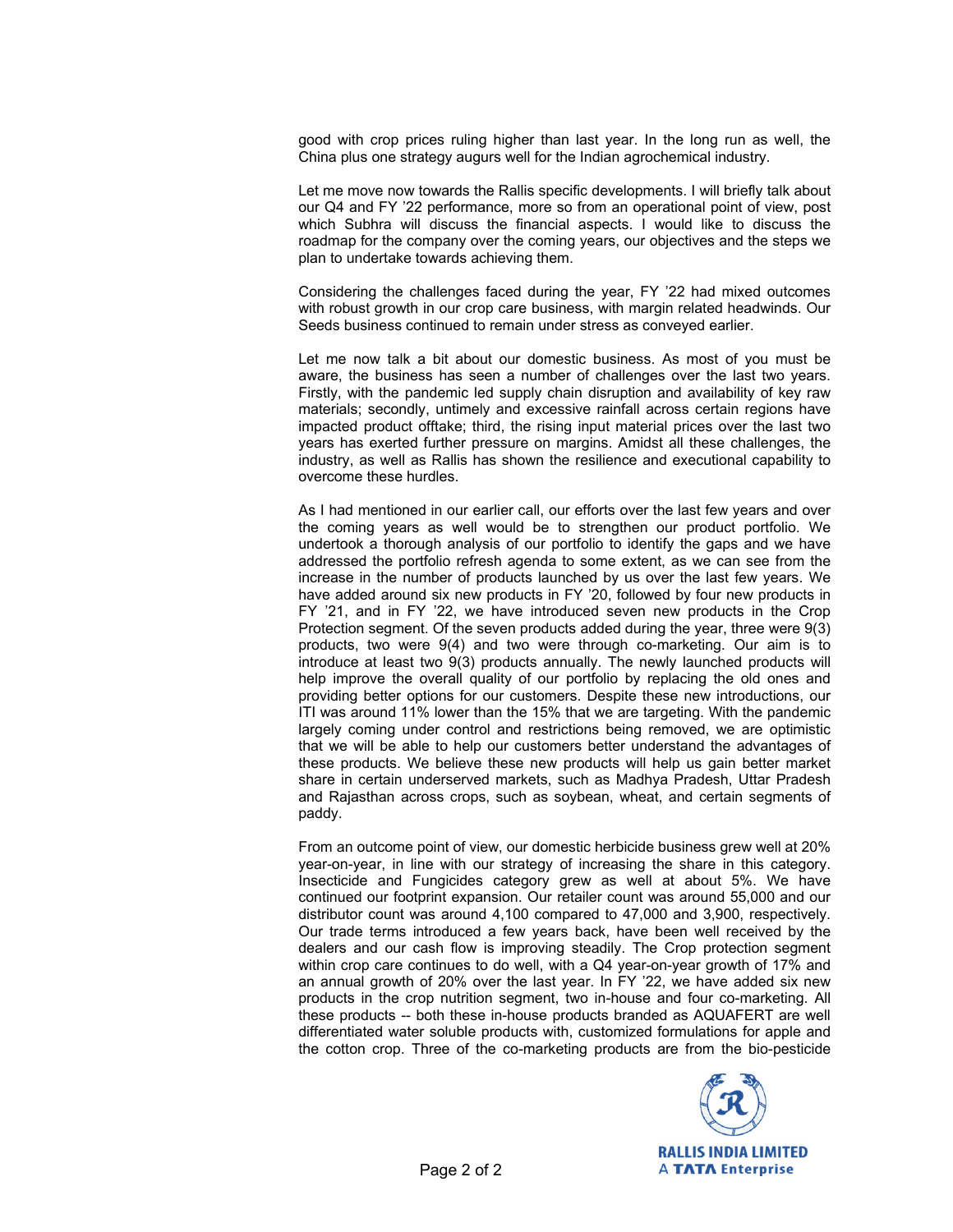good with crop prices ruling higher than last year. In the long run as well, the China plus one strategy augurs well for the Indian agrochemical industry.

Let me move now towards the Rallis specific developments. I will briefly talk about our Q4 and FY '22 performance, more so from an operational point of view, post which Subhra will discuss the financial aspects. I would like to discuss the roadmap for the company over the coming years, our objectives and the steps we plan to undertake towards achieving them.

Considering the challenges faced during the year, FY '22 had mixed outcomes with robust growth in our crop care business, with margin related headwinds. Our Seeds business continued to remain under stress as conveyed earlier.

Let me now talk a bit about our domestic business. As most of you must be aware, the business has seen a number of challenges over the last two years. Firstly, with the pandemic led supply chain disruption and availability of key raw materials; secondly, untimely and excessive rainfall across certain regions have impacted product offtake; third, the rising input material prices over the last two years has exerted further pressure on margins. Amidst all these challenges, the industry, as well as Rallis has shown the resilience and executional capability to overcome these hurdles.

As I had mentioned in our earlier call, our efforts over the last few years and over the coming years as well would be to strengthen our product portfolio. We undertook a thorough analysis of our portfolio to identify the gaps and we have addressed the portfolio refresh agenda to some extent, as we can see from the increase in the number of products launched by us over the last few years. We have added around six new products in FY '20, followed by four new products in FY '21, and in FY '22, we have introduced seven new products in the Crop Protection segment. Of the seven products added during the year, three were 9(3) products, two were 9(4) and two were through co-marketing. Our aim is to introduce at least two 9(3) products annually. The newly launched products will help improve the overall quality of our portfolio by replacing the old ones and providing better options for our customers. Despite these new introductions, our ITI was around 11% lower than the 15% that we are targeting. With the pandemic largely coming under control and restrictions being removed, we are optimistic that we will be able to help our customers better understand the advantages of these products. We believe these new products will help us gain better market share in certain underserved markets, such as Madhya Pradesh, Uttar Pradesh and Rajasthan across crops, such as soybean, wheat, and certain segments of paddy.

From an outcome point of view, our domestic herbicide business grew well at 20% year-on-year, in line with our strategy of increasing the share in this category. Insecticide and Fungicides category grew as well at about 5%. We have continued our footprint expansion. Our retailer count was around 55,000 and our distributor count was around 4,100 compared to 47,000 and 3,900, respectively. Our trade terms introduced a few years back, have been well received by the dealers and our cash flow is improving steadily. The Crop protection segment within crop care continues to do well, with a Q4 year-on-year growth of 17% and an annual growth of 20% over the last year. In FY '22, we have added six new products in the crop nutrition segment, two in-house and four co-marketing. All these products -- both these in-house products branded as AQUAFERT are well differentiated water soluble products with, customized formulations for apple and the cotton crop. Three of the co-marketing products are from the bio-pesticide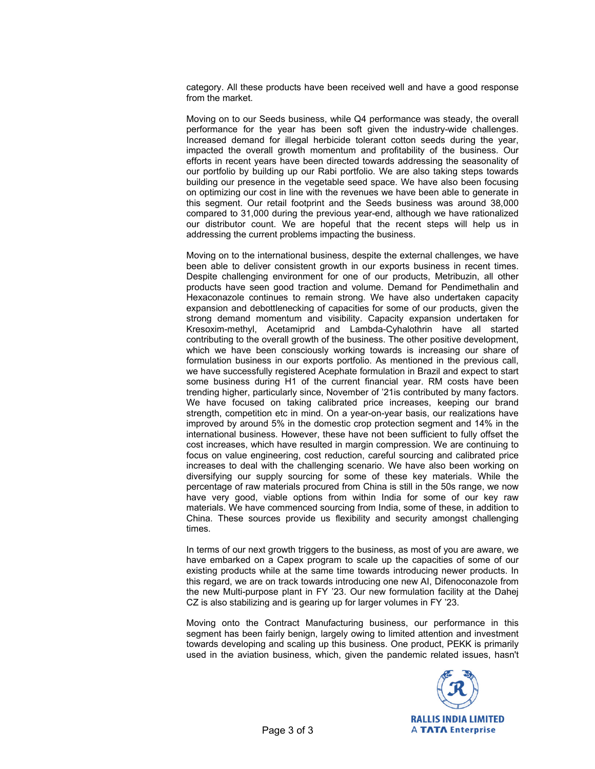category. All these products have been received well and have a good response from the market.

Moving on to our Seeds business, while Q4 performance was steady, the overall performance for the year has been soft given the industry-wide challenges. Increased demand for illegal herbicide tolerant cotton seeds during the year, impacted the overall growth momentum and profitability of the business. Our efforts in recent years have been directed towards addressing the seasonality of our portfolio by building up our Rabi portfolio. We are also taking steps towards building our presence in the vegetable seed space. We have also been focusing on optimizing our cost in line with the revenues we have been able to generate in this segment. Our retail footprint and the Seeds business was around 38,000 compared to 31,000 during the previous year-end, although we have rationalized our distributor count. We are hopeful that the recent steps will help us in addressing the current problems impacting the business.

Moving on to the international business, despite the external challenges, we have been able to deliver consistent growth in our exports business in recent times. Despite challenging environment for one of our products, Metribuzin, all other products have seen good traction and volume. Demand for Pendimethalin and Hexaconazole continues to remain strong. We have also undertaken capacity expansion and debottlenecking of capacities for some of our products, given the strong demand momentum and visibility. Capacity expansion undertaken for Kresoxim-methyl, Acetamiprid and Lambda-Cyhalothrin have all started contributing to the overall growth of the business. The other positive development, which we have been consciously working towards is increasing our share of formulation business in our exports portfolio. As mentioned in the previous call, we have successfully registered Acephate formulation in Brazil and expect to start some business during H1 of the current financial year. RM costs have been trending higher, particularly since, November of '21is contributed by many factors. We have focused on taking calibrated price increases, keeping our brand strength, competition etc in mind. On a year-on-year basis, our realizations have improved by around 5% in the domestic crop protection segment and 14% in the international business. However, these have not been sufficient to fully offset the cost increases, which have resulted in margin compression. We are continuing to focus on value engineering, cost reduction, careful sourcing and calibrated price increases to deal with the challenging scenario. We have also been working on diversifying our supply sourcing for some of these key materials. While the percentage of raw materials procured from China is still in the 50s range, we now have very good, viable options from within India for some of our key raw materials. We have commenced sourcing from India, some of these, in addition to China. These sources provide us flexibility and security amongst challenging times.

In terms of our next growth triggers to the business, as most of you are aware, we have embarked on a Capex program to scale up the capacities of some of our existing products while at the same time towards introducing newer products. In this regard, we are on track towards introducing one new AI, Difenoconazole from the new Multi-purpose plant in FY '23. Our new formulation facility at the Dahej CZ is also stabilizing and is gearing up for larger volumes in FY '23.

Moving onto the Contract Manufacturing business, our performance in this segment has been fairly benign, largely owing to limited attention and investment towards developing and scaling up this business. One product, PEKK is primarily used in the aviation business, which, given the pandemic related issues, hasn't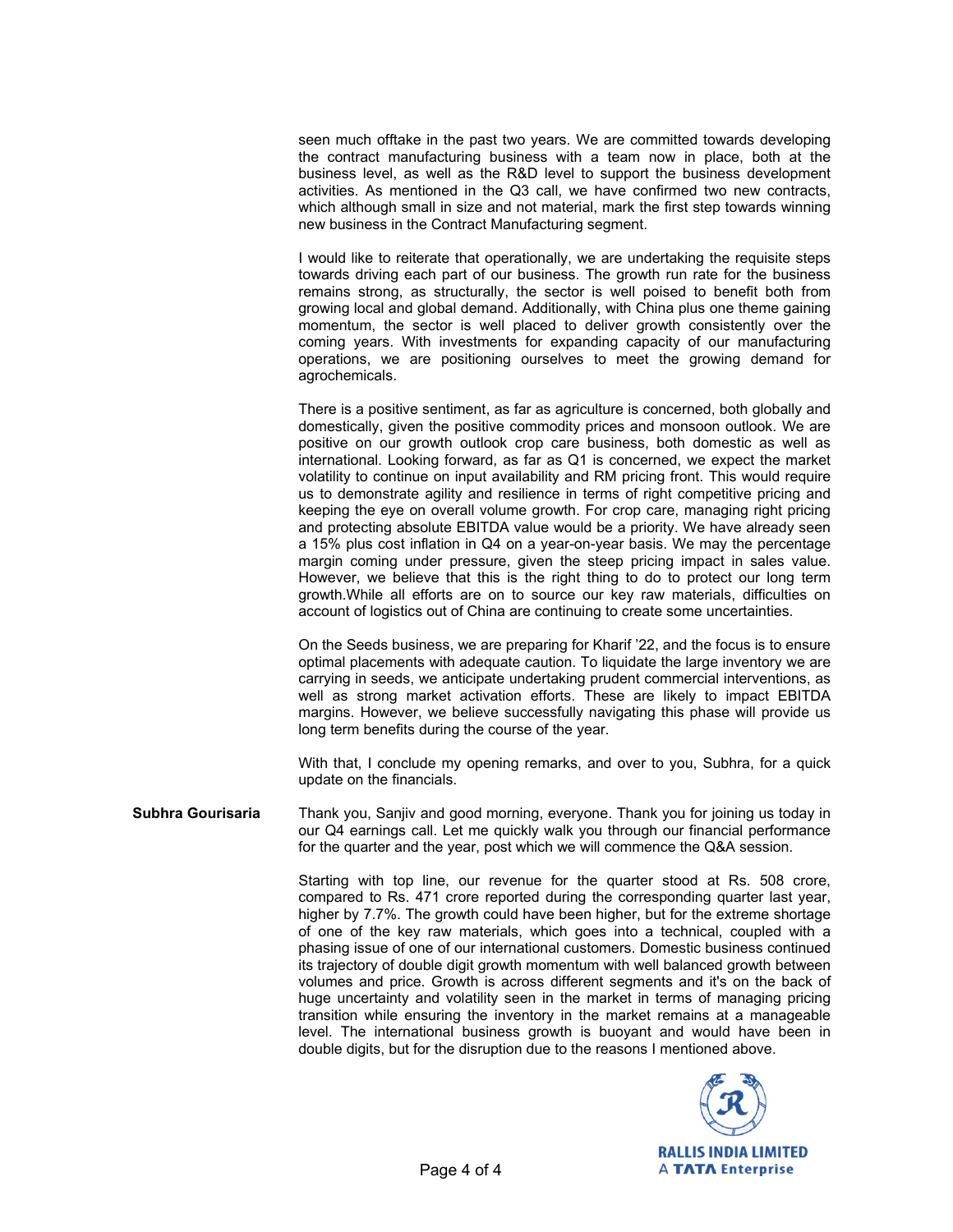seen much offtake in the past two years. We are committed towards developing the contract manufacturing business with a team now in place, both at the business level, as well as the R&D level to support the business development activities. As mentioned in the Q3 call, we have confirmed two new contracts, which although small in size and not material, mark the first step towards winning new business in the Contract Manufacturing segment.

I would like to reiterate that operationally, we are undertaking the requisite steps towards driving each part of our business. The growth run rate for the business remains strong, as structurally, the sector is well poised to benefit both from growing local and global demand. Additionally, with China plus one theme gaining momentum, the sector is well placed to deliver growth consistently over the coming years. With investments for expanding capacity of our manufacturing operations, we are positioning ourselves to meet the growing demand for agrochemicals.

There is a positive sentiment, as far as agriculture is concerned, both globally and domestically, given the positive commodity prices and monsoon outlook. We are positive on our growth outlook crop care business, both domestic as well as international. Looking forward, as far as Q1 is concerned, we expect the market volatility to continue on input availability and RM pricing front. This would require us to demonstrate agility and resilience in terms of right competitive pricing and keeping the eye on overall volume growth. For crop care, managing right pricing and protecting absolute EBITDA value would be a priority. We have already seen a 15% plus cost inflation in Q4 on a year-on-year basis. We may the percentage margin coming under pressure, given the steep pricing impact in sales value. However, we believe that this is the right thing to do to protect our long term growth.While all efforts are on to source our key raw materials, difficulties on account of logistics out of China are continuing to create some uncertainties.

On the Seeds business, we are preparing for Kharif '22, and the focus is to ensure optimal placements with adequate caution. To liquidate the large inventory we are carrying in seeds, we anticipate undertaking prudent commercial interventions, as well as strong market activation efforts. These are likely to impact EBITDA margins. However, we believe successfully navigating this phase will provide us long term benefits during the course of the year.

With that, I conclude my opening remarks, and over to you, Subhra, for a quick update on the financials.

**Subhra Gourisaria**

Thank you, Sanjiv and good morning, everyone. Thank you for joining us today in our Q4 earnings call. Let me quickly walk you through our financial performance for the quarter and the year, post which we will commence the Q&A session.

Starting with top line, our revenue for the quarter stood at Rs. 508 crore, compared to Rs. 471 crore reported during the corresponding quarter last year, higher by 7.7%. The growth could have been higher, but for the extreme shortage of one of the key raw materials, which goes into a technical, coupled with a phasing issue of one of our international customers. Domestic business continued its trajectory of double digit growth momentum with well balanced growth between volumes and price. Growth is across different segments and it's on the back of huge uncertainty and volatility seen in the market in terms of managing pricing transition while ensuring the inventory in the market remains at a manageable level. The international business growth is buoyant and would have been in double digits, but for the disruption due to the reasons I mentioned above.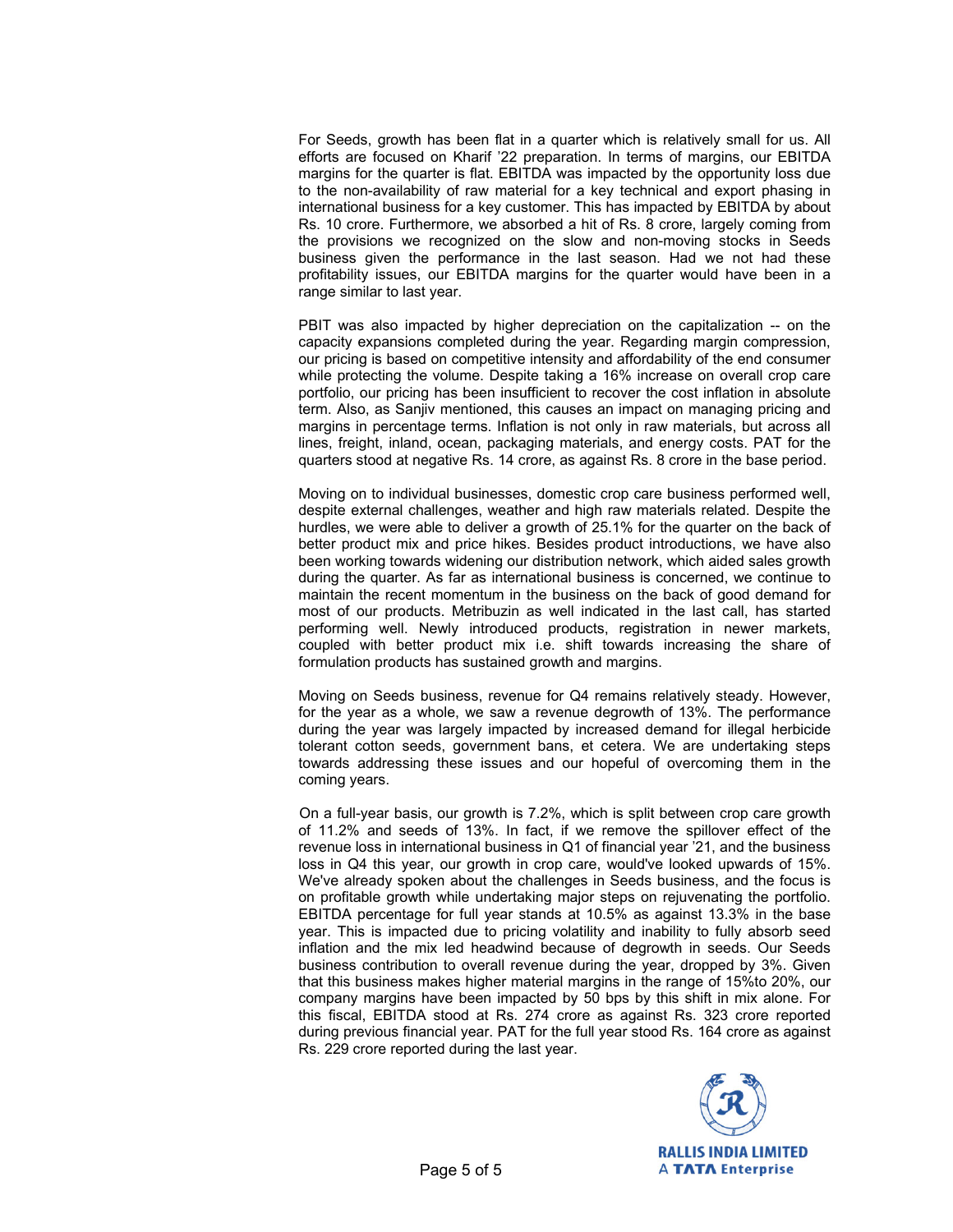For Seeds, growth has been flat in a quarter which is relatively small for us. All efforts are focused on Kharif '22 preparation. In terms of margins, our EBITDA margins for the quarter is flat. EBITDA was impacted by the opportunity loss due to the non-availability of raw material for a key technical and export phasing in international business for a key customer. This has impacted by EBITDA by about Rs. 10 crore. Furthermore, we absorbed a hit of Rs. 8 crore, largely coming from the provisions we recognized on the slow and non-moving stocks in Seeds business given the performance in the last season. Had we not had these profitability issues, our EBITDA margins for the quarter would have been in a range similar to last year.

PBIT was also impacted by higher depreciation on the capitalization -- on the capacity expansions completed during the year. Regarding margin compression, our pricing is based on competitive intensity and affordability of the end consumer while protecting the volume. Despite taking a 16% increase on overall crop care portfolio, our pricing has been insufficient to recover the cost inflation in absolute term. Also, as Sanjiv mentioned, this causes an impact on managing pricing and margins in percentage terms. Inflation is not only in raw materials, but across all lines, freight, inland, ocean, packaging materials, and energy costs. PAT for the quarters stood at negative Rs. 14 crore, as against Rs. 8 crore in the base period.

Moving on to individual businesses, domestic crop care business performed well, despite external challenges, weather and high raw materials related. Despite the hurdles, we were able to deliver a growth of 25.1% for the quarter on the back of better product mix and price hikes. Besides product introductions, we have also been working towards widening our distribution network, which aided sales growth during the quarter. As far as international business is concerned, we continue to maintain the recent momentum in the business on the back of good demand for most of our products. Metribuzin as well indicated in the last call, has started performing well. Newly introduced products, registration in newer markets, coupled with better product mix i.e. shift towards increasing the share of formulation products has sustained growth and margins.

Moving on Seeds business, revenue for Q4 remains relatively steady. However, for the year as a whole, we saw a revenue degrowth of 13%. The performance during the year was largely impacted by increased demand for illegal herbicide tolerant cotton seeds, government bans, et cetera. We are undertaking steps towards addressing these issues and our hopeful of overcoming them in the coming years.

On a full-year basis, our growth is 7.2%, which is split between crop care growth of 11.2% and seeds of 13%. In fact, if we remove the spillover effect of the revenue loss in international business in Q1 of financial year '21, and the business loss in Q4 this year, our growth in crop care, would've looked upwards of 15%. We've already spoken about the challenges in Seeds business, and the focus is on profitable growth while undertaking major steps on rejuvenating the portfolio. EBITDA percentage for full year stands at 10.5% as against 13.3% in the base year. This is impacted due to pricing volatility and inability to fully absorb seed inflation and the mix led headwind because of degrowth in seeds. Our Seeds business contribution to overall revenue during the year, dropped by 3%. Given that this business makes higher material margins in the range of 15%to 20%, our company margins have been impacted by 50 bps by this shift in mix alone. For this fiscal, EBITDA stood at Rs. 274 crore as against Rs. 323 crore reported during previous financial year. PAT for the full year stood Rs. 164 crore as against Rs. 229 crore reported during the last year.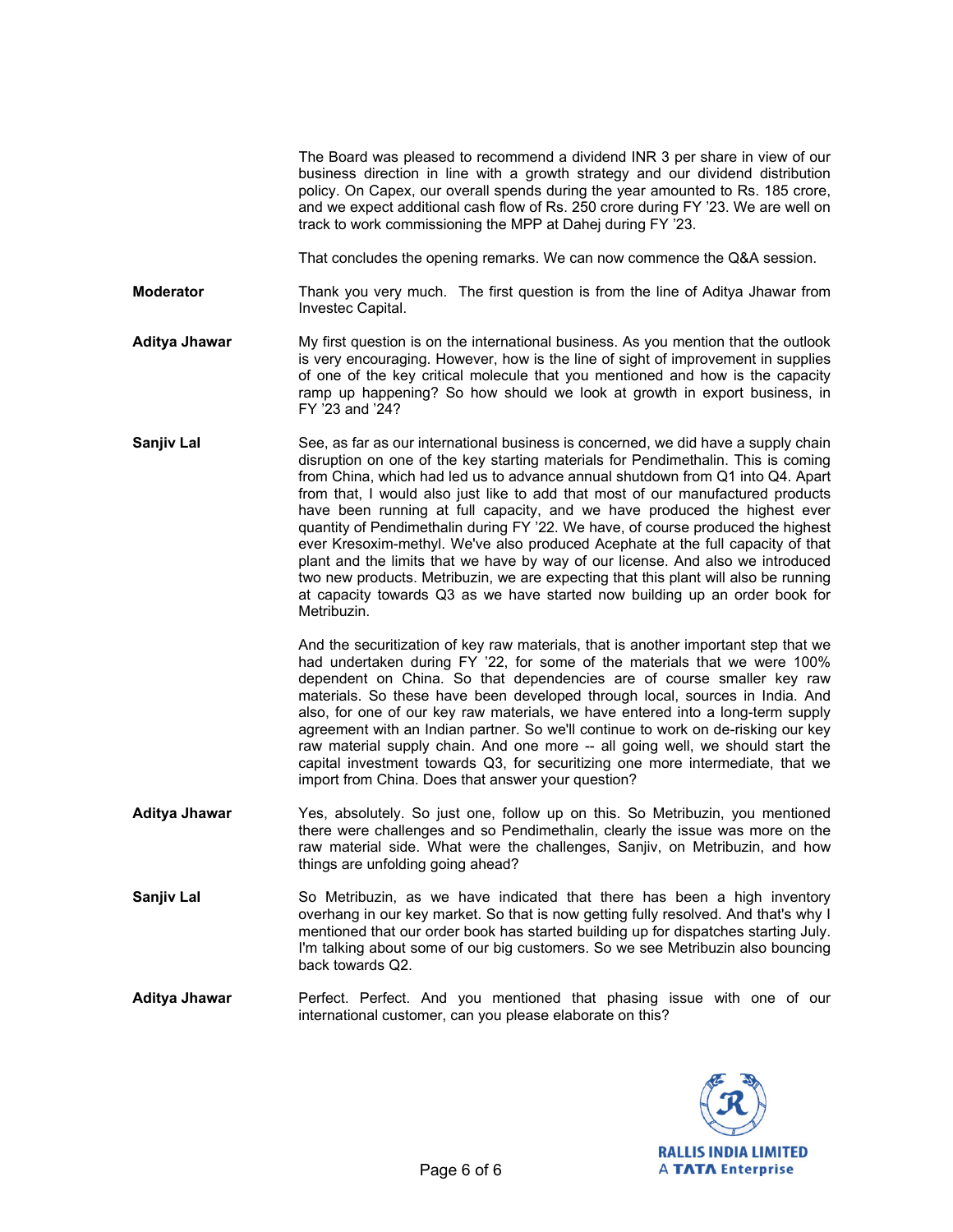The Board was pleased to recommend a dividend INR 3 per share in view of our business direction in line with a growth strategy and our dividend distribution policy. On Capex, our overall spends during the year amounted to Rs. 185 crore, and we expect additional cash flow of Rs. 250 crore during FY '23. We are well on track to work commissioning the MPP at Dahej during FY '23.

That concludes the opening remarks. We can now commence the Q&A session.

**Moderator:** Thank you very much. The first question is from the line of Aditya Jhawar from Investec Capital.

**Aditya Jhawar:** My first question is on the international business. As you mention that the outlook is very encouraging. However, how is the line of sight of improvement in supplies of one of the key critical molecule that you mentioned and how is the capacity ramp up happening? So how should we look at growth in export business, in FY '23 and '24?

**Sanjiv Lal:** See, as far as our international business is concerned, we did have a supply chain disruption on one of the key starting materials for Pendimethalin. This is coming from China, which had led us to advance annual shutdown from Q1 into Q4. Apart from that, I would also just like to add that most of our manufactured products have been running at full capacity, and we have produced the highest ever quantity of Pendimethalin during FY '22. We have, of course produced the highest ever Kresoxim-methyl. We've also produced Acephate at the full capacity of that plant and the limits that we have by way of our license. And also we introduced two new products. Metribuzin, we are expecting that this plant will also be running at capacity towards Q3 as we have started now building up an order book for Metribuzin.

And the securitization of key raw materials, that is another important step that we had undertaken during FY '22, for some of the materials that we were 100% dependent on China. So that dependencies are of course smaller key raw materials. So these have been developed through local, sources in India. And also, for one of our key raw materials, we have entered into a long-term supply agreement with an Indian partner. So we'll continue to work on de-risking our key raw material supply chain. And one more -- all going well, we should start the capital investment towards Q3, for securitizing one more intermediate, that we import from China. Does that answer your question?

**Aditya Jhawar:** Yes, absolutely. So just one, follow up on this. So Metribuzin, you mentioned there were challenges and so Pendimethalin, clearly the issue was more on the raw material side. What were the challenges, Sanjiv, on Metribuzin, and how things are unfolding going ahead?

**Sanjiv Lal:** So Metribuzin, as we have indicated that there has been a high inventory overhang in our key market. So that is now getting fully resolved. And that's why I mentioned that our order book has started building up for dispatches starting July. I'm talking about some of our big customers. So we see Metribuzin also bouncing back towards Q2.

**Aditya Jhawar:** Perfect. Perfect. And you mentioned that phasing issue with one of our international customer, can you please elaborate on this?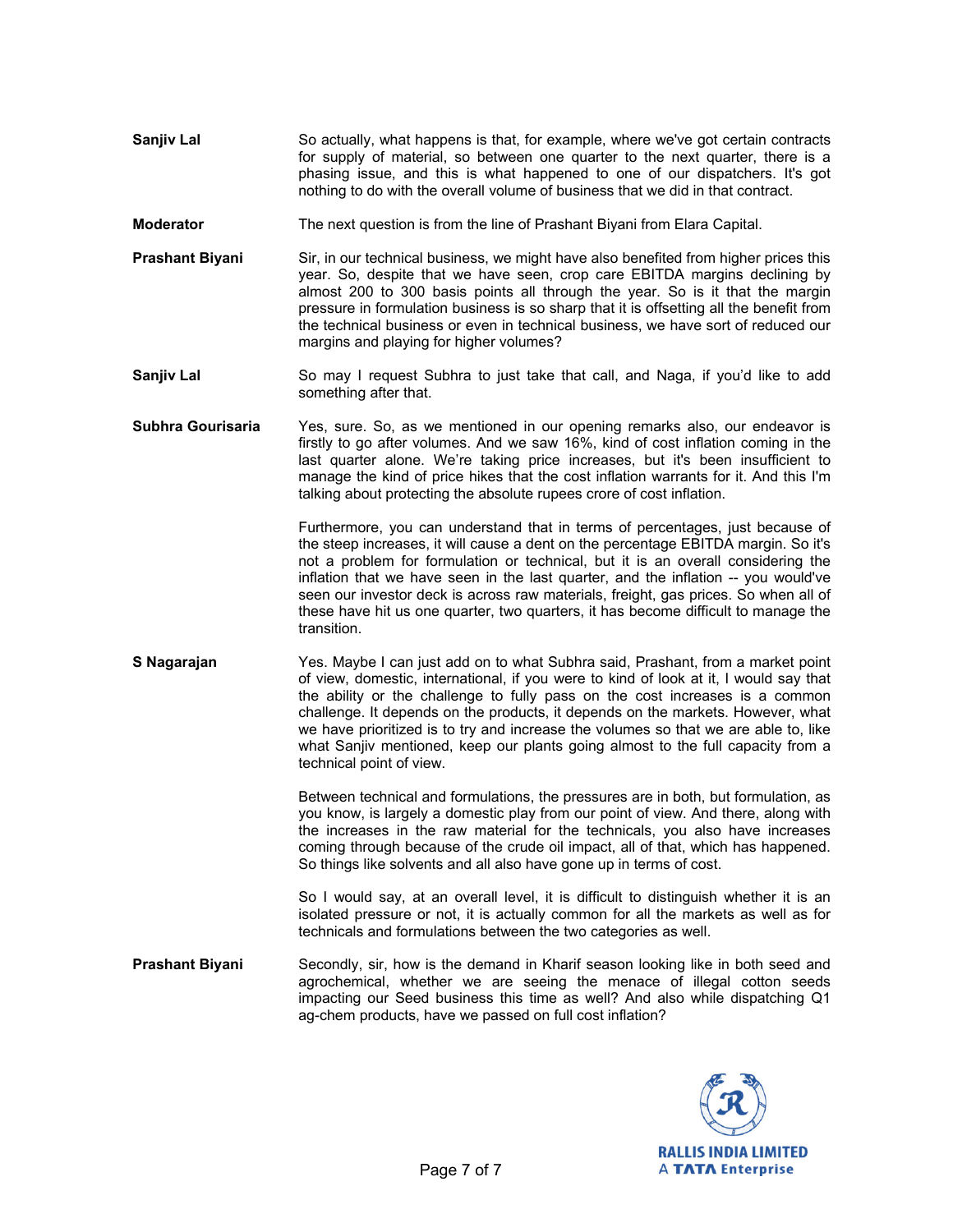**Sanjiv Lal** So actually, what happens is that, for example, where we've got certain contracts for supply of material, so between one quarter to the next quarter, there is a phasing issue, and this is what happened to one of our dispatchers. It's got nothing to do with the overall volume of business that we did in that contract.

**Moderator** The next question is from the line of Prashant Biyani from Elara Capital.

**Prashant Biyani** Sir, in our technical business, we might have also benefited from higher prices this year. So, despite that we have seen, crop care EBITDA margins declining by almost 200 to 300 basis points all through the year. So is it that the margin pressure in formulation business is so sharp that it is offsetting all the benefit from the technical business or even in technical business, we have sort of reduced our margins and playing for higher volumes?

**Sanjiv Lal** So may I request Subhra to just take that call, and Naga, if you'd like to add something after that.

**Subhra Gourisaria** Yes, sure. So, as we mentioned in our opening remarks also, our endeavor is firstly to go after volumes. And we saw 16%, kind of cost inflation coming in the last quarter alone. We're taking price increases, but it's been insufficient to manage the kind of price hikes that the cost inflation warrants for it. And this I'm talking about protecting the absolute rupees crore of cost inflation.

Furthermore, you can understand that in terms of percentages, just because of the steep increases, it will cause a dent on the percentage EBITDA margin. So it's not a problem for formulation or technical, but it is an overall considering the inflation that we have seen in the last quarter, and the inflation -- you would've seen our investor deck is across raw materials, freight, gas prices. So when all of these have hit us one quarter, two quarters, it has become difficult to manage the transition.

**S Nagarajan** Yes. Maybe I can just add on to what Subhra said, Prashant, from a market point of view, domestic, international, if you were to kind of look at it, I would say that the ability or the challenge to fully pass on the cost increases is a common challenge. It depends on the products, it depends on the markets. However, what we have prioritized is to try and increase the volumes so that we are able to, like what Sanjiv mentioned, keep our plants going almost to the full capacity from a technical point of view.

Between technical and formulations, the pressures are in both, but formulation, as you know, is largely a domestic play from our point of view. And there, along with the increases in the raw material for the technicals, you also have increases coming through because of the crude oil impact, all of that, which has happened. So things like solvents and all also have gone up in terms of cost.

So I would say, at an overall level, it is difficult to distinguish whether it is an isolated pressure or not, it is actually common for all the markets as well as for technicals and formulations between the two categories as well.

**Prashant Biyani** Secondly, sir, how is the demand in Kharif season looking like in both seed and agrochemical, whether we are seeing the menace of illegal cotton seeds impacting our Seed business this time as well? And also while dispatching Q1 ag-chem products, have we passed on full cost inflation?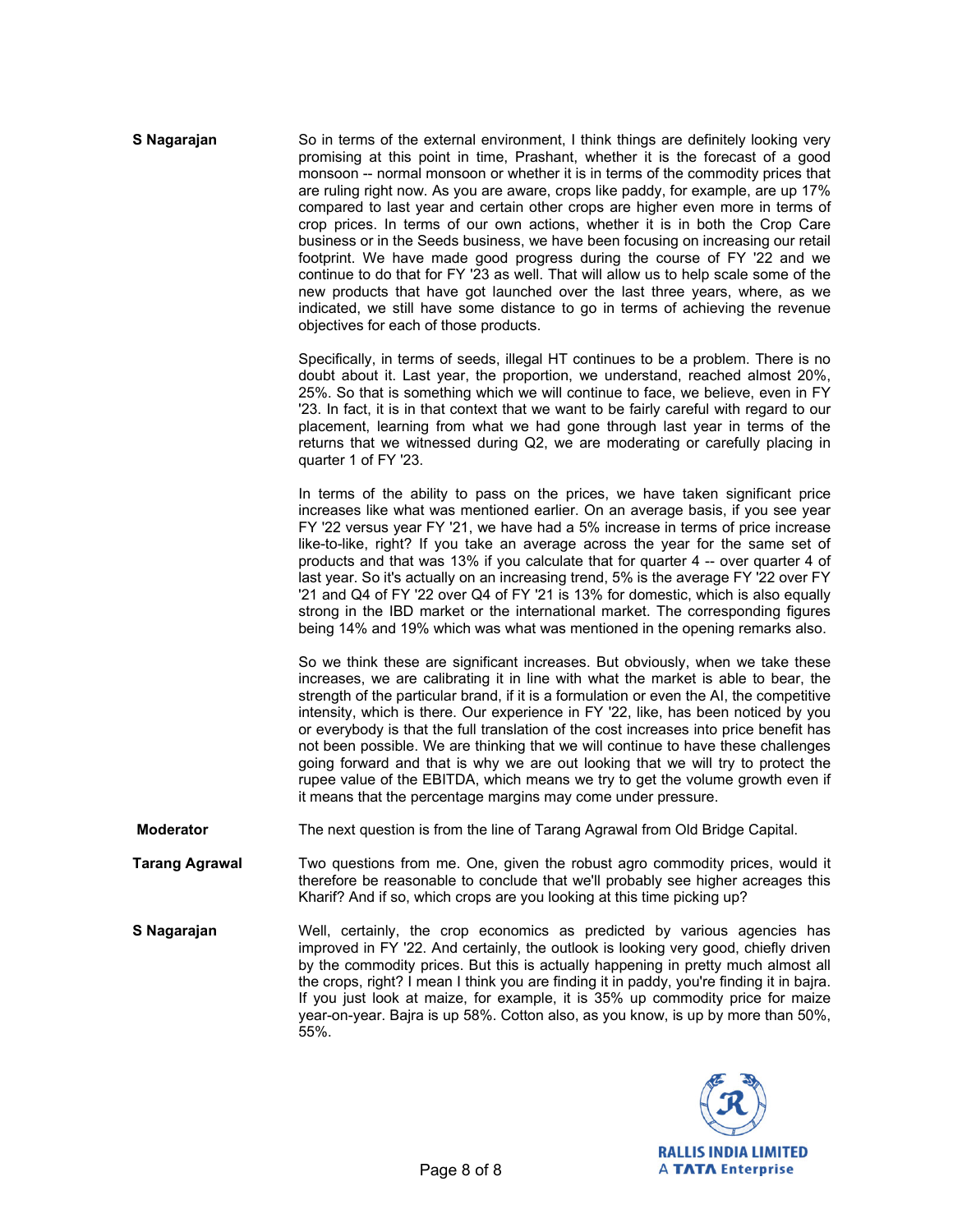**S Nagarajan** So in terms of the external environment, I think things are definitely looking very promising at this point in time, Prashant, whether it is the forecast of a good monsoon -- normal monsoon or whether it is in terms of the commodity prices that are ruling right now. As you are aware, crops like paddy, for example, are up 17% compared to last year and certain other crops are higher even more in terms of crop prices. In terms of our own actions, whether it is in both the Crop Care business or in the Seeds business, we have been focusing on increasing our retail footprint. We have made good progress during the course of FY '22 and we continue to do that for FY '23 as well. That will allow us to help scale some of the new products that have got launched over the last three years, where, as we indicated, we still have some distance to go in terms of achieving the revenue objectives for each of those products.

Specifically, in terms of seeds, illegal HT continues to be a problem. There is no doubt about it. Last year, the proportion, we understand, reached almost 20%, 25%. So that is something which we will continue to face, we believe, even in FY '23. In fact, it is in that context that we want to be fairly careful with regard to our placement, learning from what we had gone through last year in terms of the returns that we witnessed during Q2, we are moderating or carefully placing in quarter 1 of FY '23.

In terms of the ability to pass on the prices, we have taken significant price increases like what was mentioned earlier. On an average basis, if you see year FY '22 versus year FY '21, we have had a 5% increase in terms of price increase like-to-like, right? If you take an average across the year for the same set of products and that was 13% if you calculate that for quarter 4 -- over quarter 4 of last year. So it's actually on an increasing trend, 5% is the average FY '22 over FY '21 and Q4 of FY '22 over Q4 of FY '21 is 13% for domestic, which is also equally strong in the IBD market or the international market. The corresponding figures being 14% and 19% which was what was mentioned in the opening remarks also.

So we think these are significant increases. But obviously, when we take these increases, we are calibrating it in line with what the market is able to bear, the strength of the particular brand, if it is a formulation or even the AI, the competitive intensity, which is there. Our experience in FY '22, like, has been noticed by you or everybody is that the full translation of the cost increases into price benefit has not been possible. We are thinking that we will continue to have these challenges going forward and that is why we are out looking that we will try to protect the rupee value of the EBITDA, which means we try to get the volume growth even if it means that the percentage margins may come under pressure.

**Moderator** The next question is from the line of Tarang Agrawal from Old Bridge Capital.

**Tarang Agrawal** Two questions from me. One, given the robust agro commodity prices, would it therefore be reasonable to conclude that we'll probably see higher acreages this Kharif? And if so, which crops are you looking at this time picking up?

**S Nagarajan** Well, certainly, the crop economics as predicted by various agencies has improved in FY '22. And certainly, the outlook is looking very good, chiefly driven by the commodity prices. But this is actually happening in pretty much almost all the crops, right? I mean I think you are finding it in paddy, you're finding it in bajra. If you just look at maize, for example, it is 35% up commodity price for maize year-on-year. Bajra is up 58%. Cotton also, as you know, is up by more than 50%, 55%.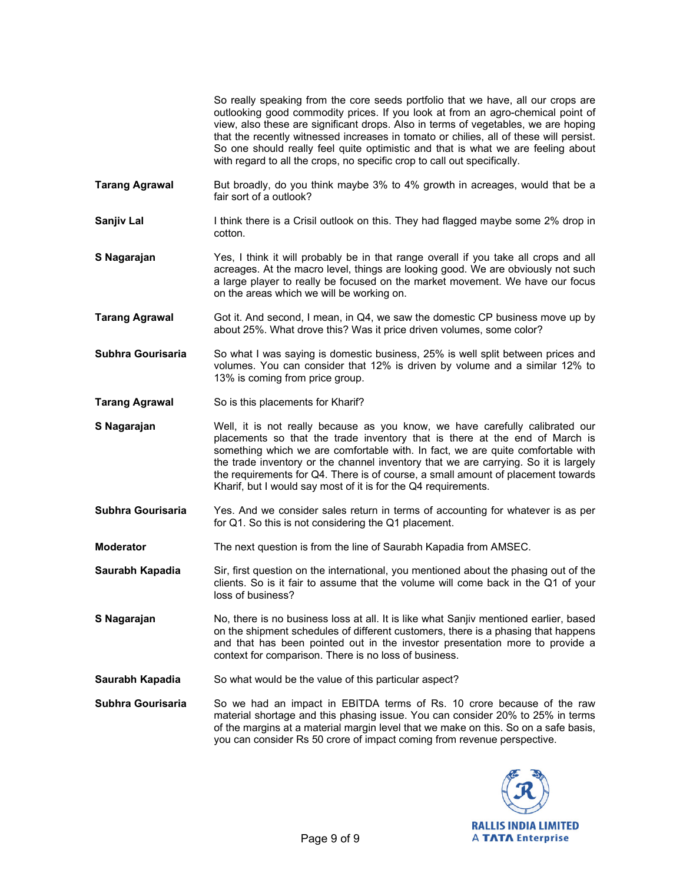So really speaking from the core seeds portfolio that we have, all our crops are outlooking good commodity prices. If you look at from an agro-chemical point of view, also these are significant drops. Also in terms of vegetables, we are hoping that the recently witnessed increases in tomato or chilies, all of these will persist. So one should really feel quite optimistic and that is what we are feeling about with regard to all the crops, no specific crop to call out specifically.

**Tarang Agrawal** But broadly, do you think maybe 3% to 4% growth in acreages, would that be a fair sort of a outlook?

**Sanjiv Lal** I think there is a Crisil outlook on this. They had flagged maybe some 2% drop in cotton.

**S Nagarajan** Yes, I think it will probably be in that range overall if you take all crops and all acreages. At the macro level, things are looking good. We are obviously not such a large player to really be focused on the market movement. We have our focus on the areas which we will be working on.

**Tarang Agrawal** Got it. And second, I mean, in Q4, we saw the domestic CP business move up by about 25%. What drove this? Was it price driven volumes, some color?

**Subhra Gourisaria** So what I was saying is domestic business, 25% is well split between prices and volumes. You can consider that 12% is driven by volume and a similar 12% to 13% is coming from price group.

**Tarang Agrawal** So is this placements for Kharif?

**S Nagarajan** Well, it is not really because as you know, we have carefully calibrated our placements so that the trade inventory that is there at the end of March is something which we are comfortable with. In fact, we are quite comfortable with the trade inventory or the channel inventory that we are carrying. So it is largely the requirements for Q4. There is of course, a small amount of placement towards Kharif, but I would say most of it is for the Q4 requirements.

**Subhra Gourisaria** Yes. And we consider sales return in terms of accounting for whatever is as per for Q1. So this is not considering the Q1 placement.

**Moderator** The next question is from the line of Saurabh Kapadia from AMSEC.

**Saurabh Kapadia** Sir, first question on the international, you mentioned about the phasing out of the clients. So is it fair to assume that the volume will come back in the Q1 of your loss of business?

**S Nagarajan** No, there is no business loss at all. It is like what Sanjiv mentioned earlier, based on the shipment schedules of different customers, there is a phasing that happens and that has been pointed out in the investor presentation more to provide a context for comparison. There is no loss of business.

**Saurabh Kapadia** So what would be the value of this particular aspect?

**Subhra Gourisaria** So we had an impact in EBITDA terms of Rs. 10 crore because of the raw material shortage and this phasing issue. You can consider 20% to 25% in terms of the margins at a material margin level that we make on this. So on a safe basis, you can consider Rs 50 crore of impact coming from revenue perspective.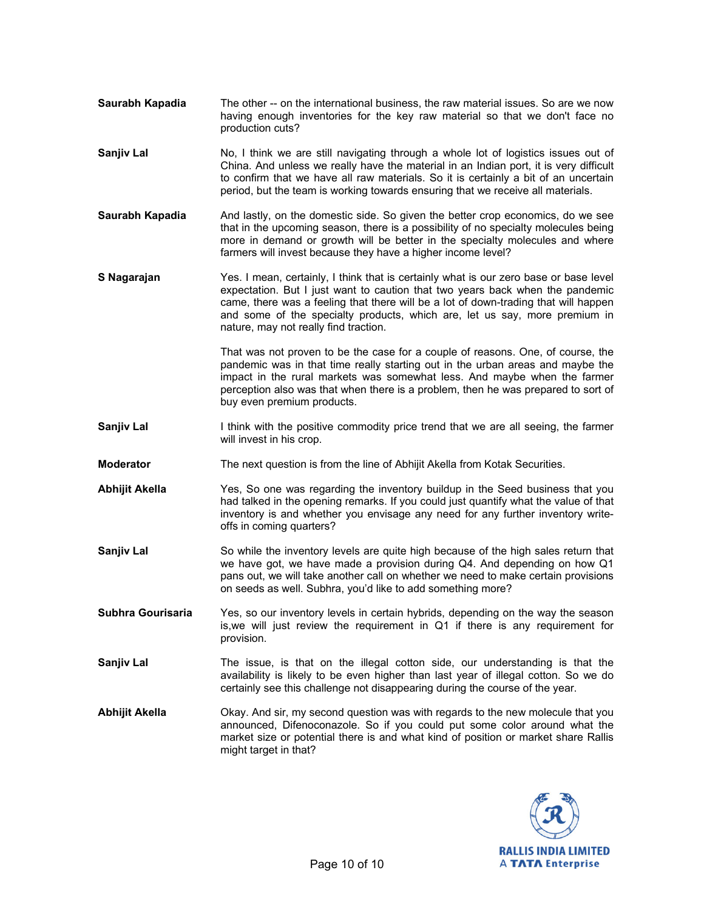**Saurabh Kapadia** The other -- on the international business, the raw material issues. So are we now having enough inventories for the key raw material so that we don't face no production cuts?

**Sanjiv Lal** No, I think we are still navigating through a whole lot of logistics issues out of China. And unless we really have the material in an Indian port, it is very difficult to confirm that we have all raw materials. So it is certainly a bit of an uncertain period, but the team is working towards ensuring that we receive all materials.

**Saurabh Kapadia** And lastly, on the domestic side. So given the better crop economics, do we see that in the upcoming season, there is a possibility of no specialty molecules being more in demand or growth will be better in the specialty molecules and where farmers will invest because they have a higher income level?

**S Nagarajan** Yes. I mean, certainly, I think that is certainly what is our zero base or base level expectation. But I just want to caution that two years back when the pandemic came, there was a feeling that there will be a lot of down-trading that will happen and some of the specialty products, which are, let us say, more premium in nature, may not really find traction.

That was not proven to be the case for a couple of reasons. One, of course, the pandemic was in that time really starting out in the urban areas and maybe the impact in the rural markets was somewhat less. And maybe when the farmer perception also was that when there is a problem, then he was prepared to sort of buy even premium products.

**Sanjiv Lal** I think with the positive commodity price trend that we are all seeing, the farmer will invest in his crop.

**Moderator** The next question is from the line of Abhijit Akella from Kotak Securities.

**Abhijit Akella** Yes, So one was regarding the inventory buildup in the Seed business that you had talked in the opening remarks. If you could just quantify what the value of that inventory is and whether you envisage any need for any further inventory write-offs in coming quarters?

**Sanjiv Lal** So while the inventory levels are quite high because of the high sales return that we have got, we have made a provision during Q4. And depending on how Q1 pans out, we will take another call on whether we need to make certain provisions on seeds as well. Subhra, you'd like to add something more?

**Subhra Gourisaria** Yes, so our inventory levels in certain hybrids, depending on the way the season is,we will just review the requirement in Q1 if there is any requirement for provision.

**Sanjiv Lal** The issue, is that on the illegal cotton side, our understanding is that the availability is likely to be even higher than last year of illegal cotton. So we do certainly see this challenge not disappearing during the course of the year.

**Abhijit Akella** Okay. And sir, my second question was with regards to the new molecule that you announced, Difenoconazole. So if you could put some color around what the market size or potential there is and what kind of position or market share Rallis might target in that?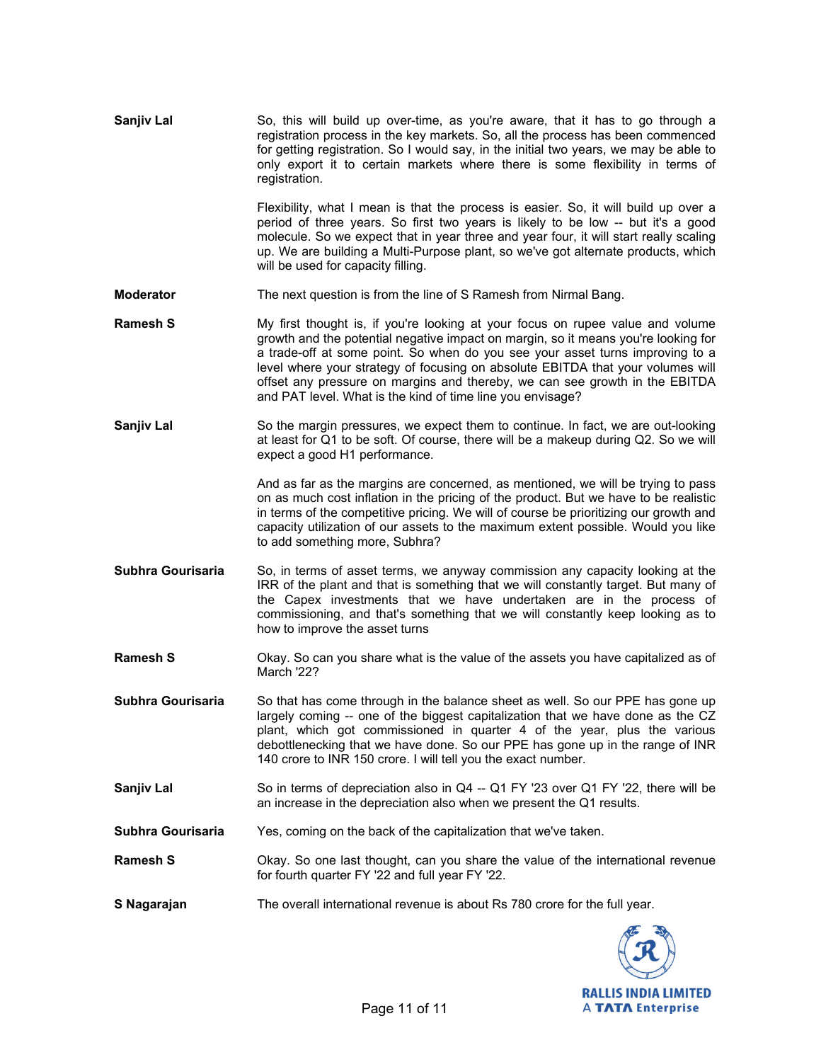**Sanjiv Lal** So, this will build up over-time, as you're aware, that it has to go through a registration process in the key markets. So, all the process has been commenced for getting registration. So I would say, in the initial two years, we may be able to only export it to certain markets where there is some flexibility in terms of registration.

Flexibility, what I mean is that the process is easier. So, it will build up over a period of three years. So first two years is likely to be low -- but it's a good molecule. So we expect that in year three and year four, it will start really scaling up. We are building a Multi-Purpose plant, so we've got alternate products, which will be used for capacity filling.

**Moderator** The next question is from the line of S Ramesh from Nirmal Bang.

**Ramesh S** My first thought is, if you're looking at your focus on rupee value and volume growth and the potential negative impact on margin, so it means you're looking for a trade-off at some point. So when do you see your asset turns improving to a level where your strategy of focusing on absolute EBITDA that your volumes will offset any pressure on margins and thereby, we can see growth in the EBITDA and PAT level. What is the kind of time line you envisage?

**Sanjiv Lal** So the margin pressures, we expect them to continue. In fact, we are out-looking at least for Q1 to be soft. Of course, there will be a makeup during Q2. So we will expect a good H1 performance.

And as far as the margins are concerned, as mentioned, we will be trying to pass on as much cost inflation in the pricing of the product. But we have to be realistic in terms of the competitive pricing. We will of course be prioritizing our growth and capacity utilization of our assets to the maximum extent possible. Would you like to add something more, Subhra?

**Subhra Gourisaria** So, in terms of asset terms, we anyway commission any capacity looking at the IRR of the plant and that is something that we will constantly target. But many of the Capex investments that we have undertaken are in the process of commissioning, and that's something that we will constantly keep looking as to how to improve the asset turns

**Ramesh S** Okay. So can you share what is the value of the assets you have capitalized as of March '22?

**Subhra Gourisaria** So that has come through in the balance sheet as well. So our PPE has gone up largely coming -- one of the biggest capitalization that we have done as the CZ plant, which got commissioned in quarter 4 of the year, plus the various debottlenecking that we have done. So our PPE has gone up in the range of INR 140 crore to INR 150 crore. I will tell you the exact number.

**Sanjiv Lal** So in terms of depreciation also in Q4 -- Q1 FY '23 over Q1 FY '22, there will be an increase in the depreciation also when we present the Q1 results.

**Subhra Gourisaria** Yes, coming on the back of the capitalization that we've taken.

**Ramesh S** Okay. So one last thought, can you share the value of the international revenue for fourth quarter FY '22 and full year FY '22.

**S Nagarajan** The overall international revenue is about Rs 780 crore for the full year.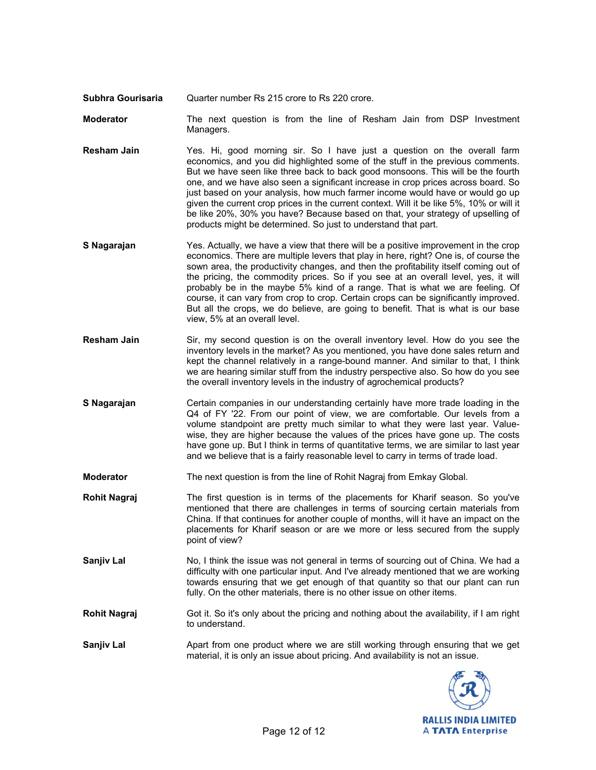**Subhra Gourisaria** Quarter number Rs 215 crore to Rs 220 crore.

**Moderator** The next question is from the line of Resham Jain from DSP Investment Managers.

**Resham Jain** Yes. Hi, good morning sir. So I have just a question on the overall farm economics, and you did highlighted some of the stuff in the previous comments. But we have seen like three back to back good monsoons. This will be the fourth one, and we have also seen a significant increase in crop prices across board. So just based on your analysis, how much farmer income would have or would go up given the current crop prices in the current context. Will it be like 5%, 10% or will it be like 20%, 30% you have? Because based on that, your strategy of upselling of products might be determined. So just to understand that part.

**S Nagarajan** Yes. Actually, we have a view that there will be a positive improvement in the crop economics. There are multiple levers that play in here, right? One is, of course the sown area, the productivity changes, and then the profitability itself coming out of the pricing, the commodity prices. So if you see at an overall level, yes, it will probably be in the maybe 5% kind of a range. That is what we are feeling. Of course, it can vary from crop to crop. Certain crops can be significantly improved. But all the crops, we do believe, are going to benefit. That is what is our base view, 5% at an overall level.

**Resham Jain** Sir, my second question is on the overall inventory level. How do you see the inventory levels in the market? As you mentioned, you have done sales return and kept the channel relatively in a range-bound manner. And similar to that, I think we are hearing similar stuff from the industry perspective also. So how do you see the overall inventory levels in the industry of agrochemical products?

**S Nagarajan** Certain companies in our understanding certainly have more trade loading in the Q4 of FY '22. From our point of view, we are comfortable. Our levels from a volume standpoint are pretty much similar to what they were last year. Value-wise, they are higher because the values of the prices have gone up. The costs have gone up. But I think in terms of quantitative terms, we are similar to last year and we believe that is a fairly reasonable level to carry in terms of trade load.

**Moderator** The next question is from the line of Rohit Nagraj from Emkay Global.

**Rohit Nagraj** The first question is in terms of the placements for Kharif season. So you've mentioned that there are challenges in terms of sourcing certain materials from China. If that continues for another couple of months, will it have an impact on the placements for Kharif season or are we more or less secured from the supply point of view?

**Sanjiv Lal** No, I think the issue was not general in terms of sourcing out of China. We had a difficulty with one particular input. And I've already mentioned that we are working towards ensuring that we get enough of that quantity so that our plant can run fully. On the other materials, there is no other issue on other items.

**Rohit Nagraj** Got it. So it's only about the pricing and nothing about the availability, if I am right to understand.

**Sanjiv Lal** Apart from one product where we are still working through ensuring that we get material, it is only an issue about pricing. And availability is not an issue.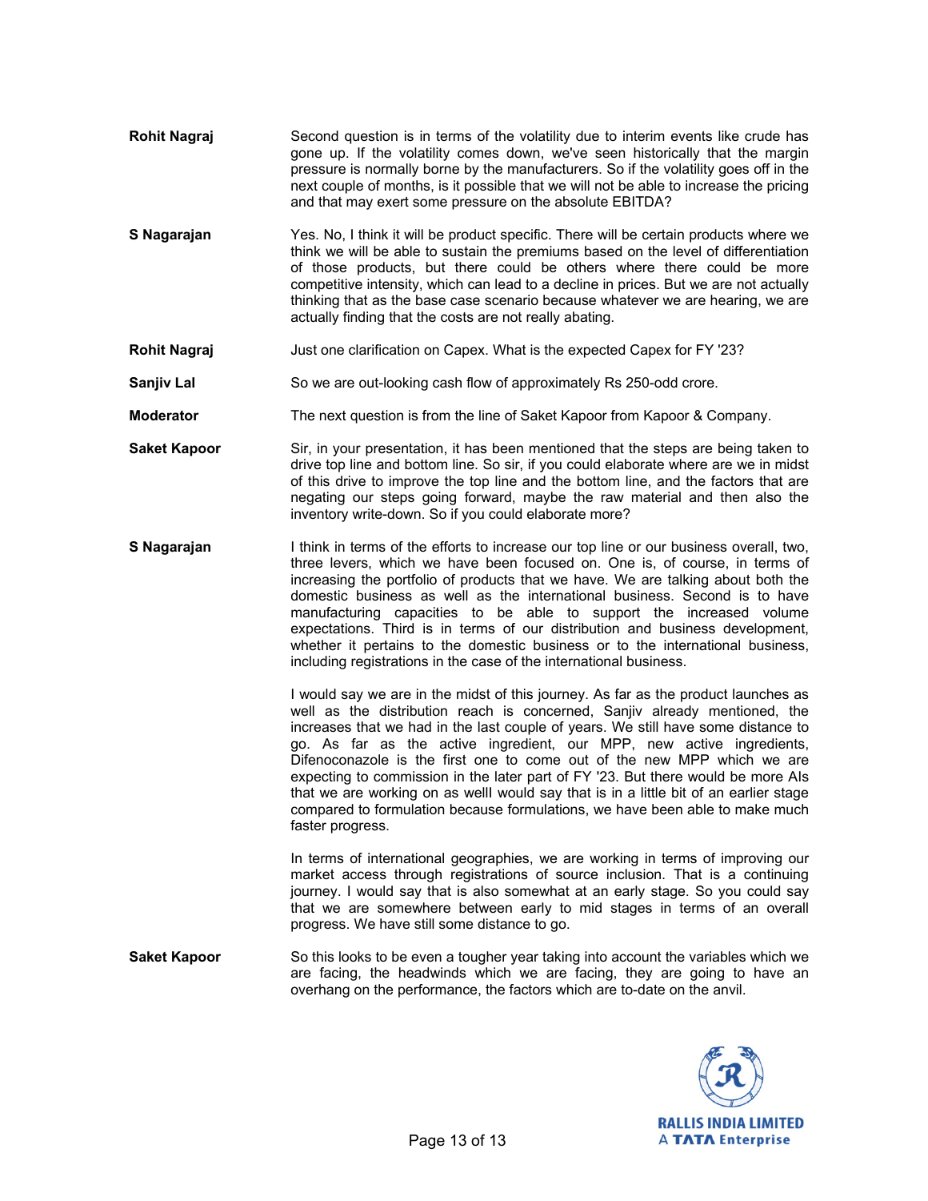**Rohit Nagraj** Second question is in terms of the volatility due to interim events like crude has gone up. If the volatility comes down, we've seen historically that the margin pressure is normally borne by the manufacturers. So if the volatility goes off in the next couple of months, is it possible that we will not be able to increase the pricing and that may exert some pressure on the absolute EBITDA?

**S Nagarajan** Yes. No, I think it will be product specific. There will be certain products where we think we will be able to sustain the premiums based on the level of differentiation of those products, but there could be others where there could be more competitive intensity, which can lead to a decline in prices. But we are not actually thinking that as the base case scenario because whatever we are hearing, we are actually finding that the costs are not really abating.

**Rohit Nagraj** Just one clarification on Capex. What is the expected Capex for FY '23?

**Sanjiv Lal** So we are out-looking cash flow of approximately Rs 250-odd crore.

**Moderator** The next question is from the line of Saket Kapoor from Kapoor & Company.

**Saket Kapoor** Sir, in your presentation, it has been mentioned that the steps are being taken to drive top line and bottom line. So sir, if you could elaborate where are we in midst of this drive to improve the top line and the bottom line, and the factors that are negating our steps going forward, maybe the raw material and then also the inventory write-down. So if you could elaborate more?

**S Nagarajan** I think in terms of the efforts to increase our top line or our business overall, two, three levers, which we have been focused on. One is, of course, in terms of increasing the portfolio of products that we have. We are talking about both the domestic business as well as the international business. Second is to have manufacturing capacities to be able to support the increased volume expectations. Third is in terms of our distribution and business development, whether it pertains to the domestic business or to the international business, including registrations in the case of the international business.

I would say we are in the midst of this journey. As far as the product launches as well as the distribution reach is concerned, Sanjiv already mentioned, the increases that we had in the last couple of years. We still have some distance to go. As far as the active ingredient, our MPP, new active ingredients, Difenoconazole is the first one to come out of the new MPP which we are expecting to commission in the later part of FY '23. But there would be more AIs that we are working on as welll would say that is in a little bit of an earlier stage compared to formulation because formulations, we have been able to make much faster progress.

In terms of international geographies, we are working in terms of improving our market access through registrations of source inclusion. That is a continuing journey. I would say that is also somewhat at an early stage. So you could say that we are somewhere between early to mid stages in terms of an overall progress. We have still some distance to go.

**Saket Kapoor** So this looks to be even a tougher year taking into account the variables which we are facing, the headwinds which we are facing, they are going to have an overhang on the performance, the factors which are to-date on the anvil.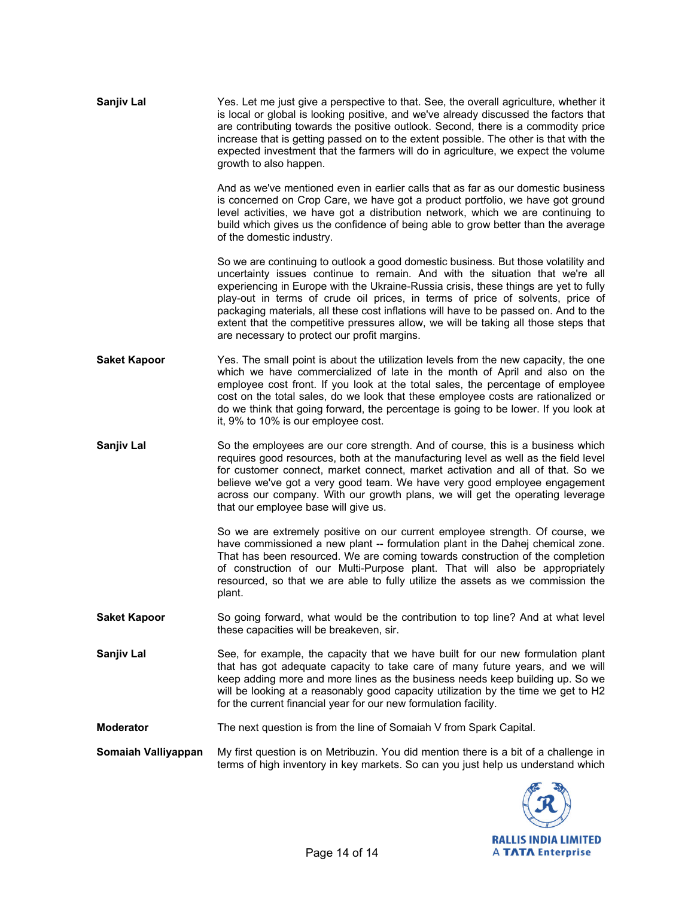**Sanjiv Lal** Yes. Let me just give a perspective to that. See, the overall agriculture, whether it is local or global is looking positive, and we've already discussed the factors that are contributing towards the positive outlook. Second, there is a commodity price increase that is getting passed on to the extent possible. The other is that with the expected investment that the farmers will do in agriculture, we expect the volume growth to also happen.

And as we've mentioned even in earlier calls that as far as our domestic business is concerned on Crop Care, we have got a product portfolio, we have got ground level activities, we have got a distribution network, which we are continuing to build which gives us the confidence of being able to grow better than the average of the domestic industry.

So we are continuing to outlook a good domestic business. But those volatility and uncertainty issues continue to remain. And with the situation that we're all experiencing in Europe with the Ukraine-Russia crisis, these things are yet to fully play-out in terms of crude oil prices, in terms of price of solvents, price of packaging materials, all these cost inflations will have to be passed on. And to the extent that the competitive pressures allow, we will be taking all those steps that are necessary to protect our profit margins.

**Saket Kapoor** Yes. The small point is about the utilization levels from the new capacity, the one which we have commercialized of late in the month of April and also on the employee cost front. If you look at the total sales, the percentage of employee cost on the total sales, do we look that these employee costs are rationalized or do we think that going forward, the percentage is going to be lower. If you look at it, 9% to 10% is our employee cost.

**Sanjiv Lal** So the employees are our core strength. And of course, this is a business which requires good resources, both at the manufacturing level as well as the field level for customer connect, market connect, market activation and all of that. So we believe we've got a very good team. We have very good employee engagement across our company. With our growth plans, we will get the operating leverage that our employee base will give us.

So we are extremely positive on our current employee strength. Of course, we have commissioned a new plant -- formulation plant in the Dahej chemical zone. That has been resourced. We are coming towards construction of the completion of construction of our Multi-Purpose plant. That will also be appropriately resourced, so that we are able to fully utilize the assets as we commission the plant.

**Saket Kapoor** So going forward, what would be the contribution to top line? And at what level these capacities will be breakeven, sir.

**Sanjiv Lal** See, for example, the capacity that we have built for our new formulation plant that has got adequate capacity to take care of many future years, and we will keep adding more and more lines as the business needs keep building up. So we will be looking at a reasonably good capacity utilization by the time we get to H2 for the current financial year for our new formulation facility.

**Moderator** The next question is from the line of Somaiah V from Spark Capital.

**Somaiah Valliyappan** My first question is on Metribuzin. You did mention there is a bit of a challenge in terms of high inventory in key markets. So can you just help us understand which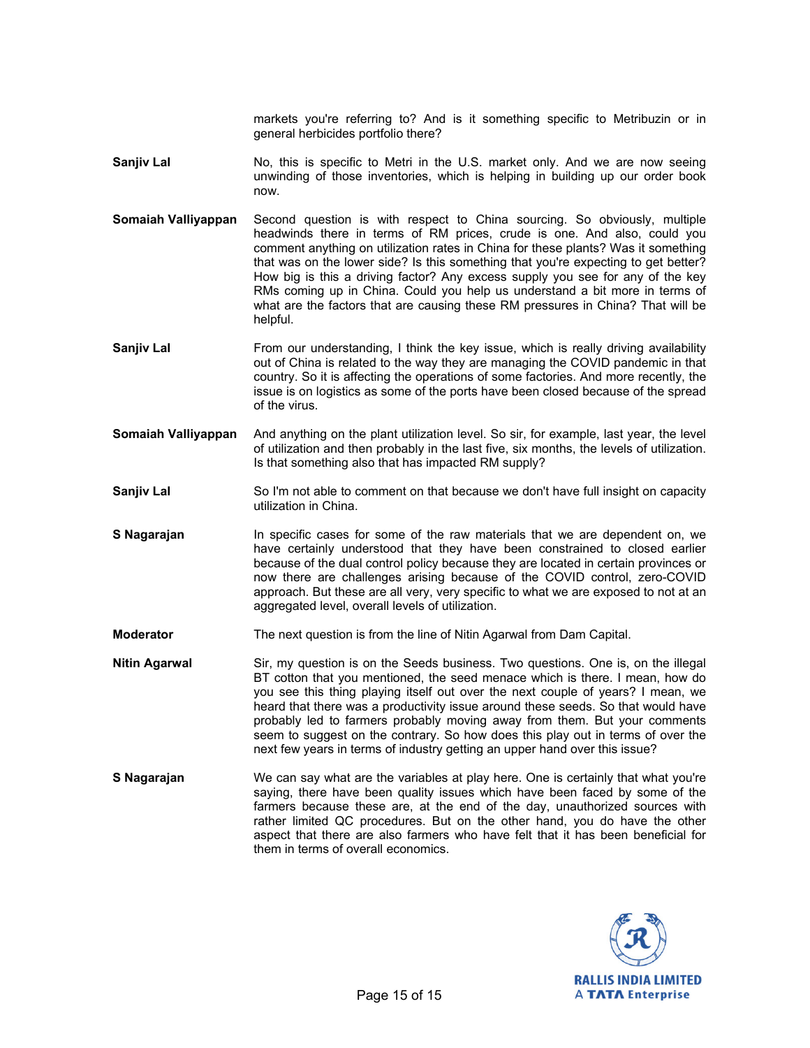markets you're referring to? And is it something specific to Metribuzin or in general herbicides portfolio there?

**Sanjiv Lal** No, this is specific to Metri in the U.S. market only. And we are now seeing unwinding of those inventories, which is helping in building up our order book now.

**Somaiah Valliyappan** Second question is with respect to China sourcing. So obviously, multiple headwinds there in terms of RM prices, crude is one. And also, could you comment anything on utilization rates in China for these plants? Was it something that was on the lower side? Is this something that you're expecting to get better? How big is this a driving factor? Any excess supply you see for any of the key RMs coming up in China. Could you help us understand a bit more in terms of what are the factors that are causing these RM pressures in China? That will be helpful.

**Sanjiv Lal** From our understanding, I think the key issue, which is really driving availability out of China is related to the way they are managing the COVID pandemic in that country. So it is affecting the operations of some factories. And more recently, the issue is on logistics as some of the ports have been closed because of the spread of the virus.

**Somaiah Valliyappan** And anything on the plant utilization level. So sir, for example, last year, the level of utilization and then probably in the last five, six months, the levels of utilization. Is that something also that has impacted RM supply?

**Sanjiv Lal** So I'm not able to comment on that because we don't have full insight on capacity utilization in China.

**S Nagarajan** In specific cases for some of the raw materials that we are dependent on, we have certainly understood that they have been constrained to closed earlier because of the dual control policy because they are located in certain provinces or now there are challenges arising because of the COVID control, zero-COVID approach. But these are all very, very specific to what we are exposed to not at an aggregated level, overall levels of utilization.

**Moderator** The next question is from the line of Nitin Agarwal from Dam Capital.

**Nitin Agarwal** Sir, my question is on the Seeds business. Two questions. One is, on the illegal BT cotton that you mentioned, the seed menace which is there. I mean, how do you see this thing playing itself out over the next couple of years? I mean, we heard that there was a productivity issue around these seeds. So that would have probably led to farmers probably moving away from them. But your comments seem to suggest on the contrary. So how does this play out in terms of over the next few years in terms of industry getting an upper hand over this issue?

**S Nagarajan** We can say what are the variables at play here. One is certainly that what you're saying, there have been quality issues which have been faced by some of the farmers because these are, at the end of the day, unauthorized sources with rather limited QC procedures. But on the other hand, you do have the other aspect that there are also farmers who have felt that it has been beneficial for them in terms of overall economics.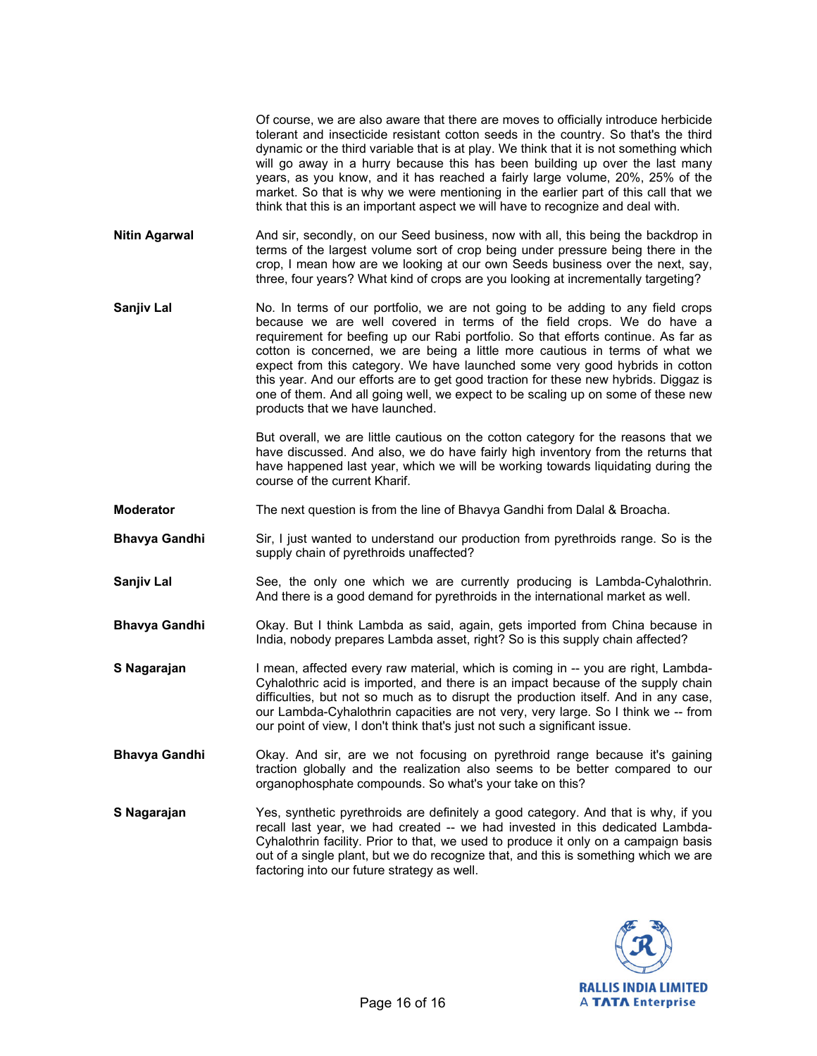Of course, we are also aware that there are moves to officially introduce herbicide tolerant and insecticide resistant cotton seeds in the country. So that's the third dynamic or the third variable that is at play. We think that it is not something which will go away in a hurry because this has been building up over the last many years, as you know, and it has reached a fairly large volume, 20%, 25% of the market. So that is why we were mentioning in the earlier part of this call that we think that this is an important aspect we will have to recognize and deal with.

**Nitin Agarwal** And sir, secondly, on our Seed business, now with all, this being the backdrop in terms of the largest volume sort of crop being under pressure being there in the crop, I mean how are we looking at our own Seeds business over the next, say, three, four years? What kind of crops are you looking at incrementally targeting?

**Sanjiv Lal** No. In terms of our portfolio, we are not going to be adding to any field crops because we are well covered in terms of the field crops. We do have a requirement for beefing up our Rabi portfolio. So that efforts continue. As far as cotton is concerned, we are being a little more cautious in terms of what we expect from this category. We have launched some very good hybrids in cotton this year. And our efforts are to get good traction for these new hybrids. Diggaz is one of them. And all going well, we expect to be scaling up on some of these new products that we have launched.

But overall, we are little cautious on the cotton category for the reasons that we have discussed. And also, we do have fairly high inventory from the returns that have happened last year, which we will be working towards liquidating during the course of the current Kharif.

**Moderator** The next question is from the line of Bhavya Gandhi from Dalal & Broacha.

**Bhavya Gandhi** Sir, I just wanted to understand our production from pyrethroids range. So is the supply chain of pyrethroids unaffected?

**Sanjiv Lal** See, the only one which we are currently producing is Lambda-Cyhalothrin. And there is a good demand for pyrethroids in the international market as well.

**Bhavya Gandhi** Okay. But I think Lambda as said, again, gets imported from China because in India, nobody prepares Lambda asset, right? So is this supply chain affected?

**S Nagarajan** I mean, affected every raw material, which is coming in -- you are right, Lambda-Cyhalothric acid is imported, and there is an impact because of the supply chain difficulties, but not so much as to disrupt the production itself. And in any case, our Lambda-Cyhalothrin capacities are not very, very large. So I think we -- from our point of view, I don't think that's just not such a significant issue.

**Bhavya Gandhi** Okay. And sir, are we not focusing on pyrethroid range because it's gaining traction globally and the realization also seems to be better compared to our organophosphate compounds. So what's your take on this?

**S Nagarajan** Yes, synthetic pyrethroids are definitely a good category. And that is why, if you recall last year, we had created -- we had invested in this dedicated Lambda-Cyhalothrin facility. Prior to that, we used to produce it only on a campaign basis out of a single plant, but we do recognize that, and this is something which we are factoring into our future strategy as well.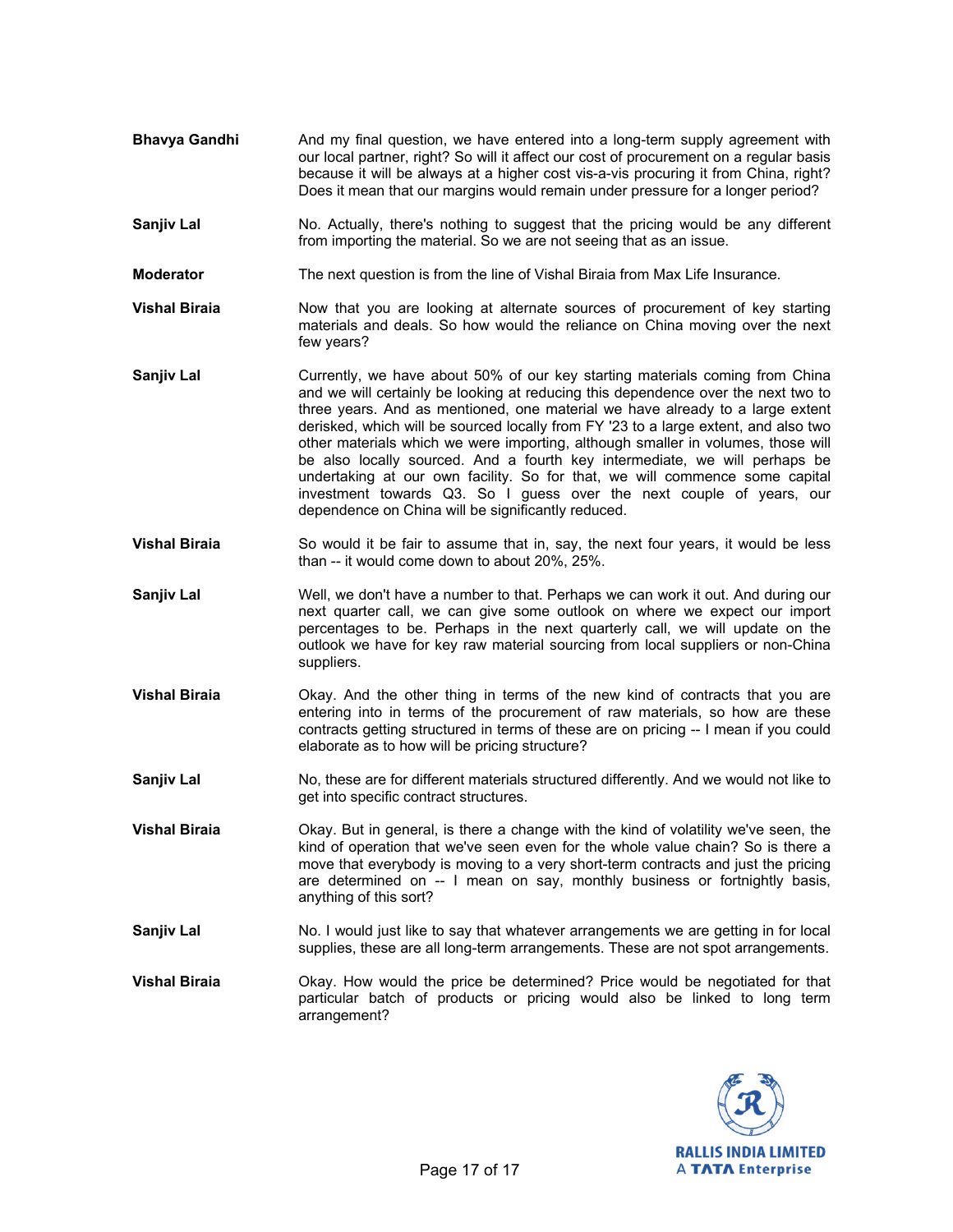**Bhavya Gandhi**: And my final question, we have entered into a long-term supply agreement with our local partner, right? So will it affect our cost of procurement on a regular basis because it will be always at a higher cost vis-a-vis procuring it from China, right? Does it mean that our margins would remain under pressure for a longer period?

**Sanjiv Lal**: No. Actually, there's nothing to suggest that the pricing would be any different from importing the material. So we are not seeing that as an issue.

**Moderator**: The next question is from the line of Vishal Biraia from Max Life Insurance.

**Vishal Biraia**: Now that you are looking at alternate sources of procurement of key starting materials and deals. So how would the reliance on China moving over the next few years?

**Sanjiv Lal**: Currently, we have about 50% of our key starting materials coming from China and we will certainly be looking at reducing this dependence over the next two to three years. And as mentioned, one material we have already to a large extent derisked, which will be sourced locally from FY '23 to a large extent, and also two other materials which we were importing, although smaller in volumes, those will be also locally sourced. And a fourth key intermediate, we will perhaps be undertaking at our own facility. So for that, we will commence some capital investment towards Q3. So I guess over the next couple of years, our dependence on China will be significantly reduced.

**Vishal Biraia**: So would it be fair to assume that in, say, the next four years, it would be less than -- it would come down to about 20%, 25%.

**Sanjiv Lal**: Well, we don't have a number to that. Perhaps we can work it out. And during our next quarter call, we can give some outlook on where we expect our import percentages to be. Perhaps in the next quarterly call, we will update on the outlook we have for key raw material sourcing from local suppliers or non-China suppliers.

**Vishal Biraia**: Okay. And the other thing in terms of the new kind of contracts that you are entering into in terms of the procurement of raw materials, so how are these contracts getting structured in terms of these are on pricing -- I mean if you could elaborate as to how will be pricing structure?

**Sanjiv Lal**: No, these are for different materials structured differently. And we would not like to get into specific contract structures.

**Vishal Biraia**: Okay. But in general, is there a change with the kind of volatility we've seen, the kind of operation that we've seen even for the whole value chain? So is there a move that everybody is moving to a very short-term contracts and just the pricing are determined on -- I mean on say, monthly business or fortnightly basis, anything of this sort?

**Sanjiv Lal**: No. I would just like to say that whatever arrangements we are getting in for local supplies, these are all long-term arrangements. These are not spot arrangements.

**Vishal Biraia**: Okay. How would the price be determined? Price would be negotiated for that particular batch of products or pricing would also be linked to long term arrangement?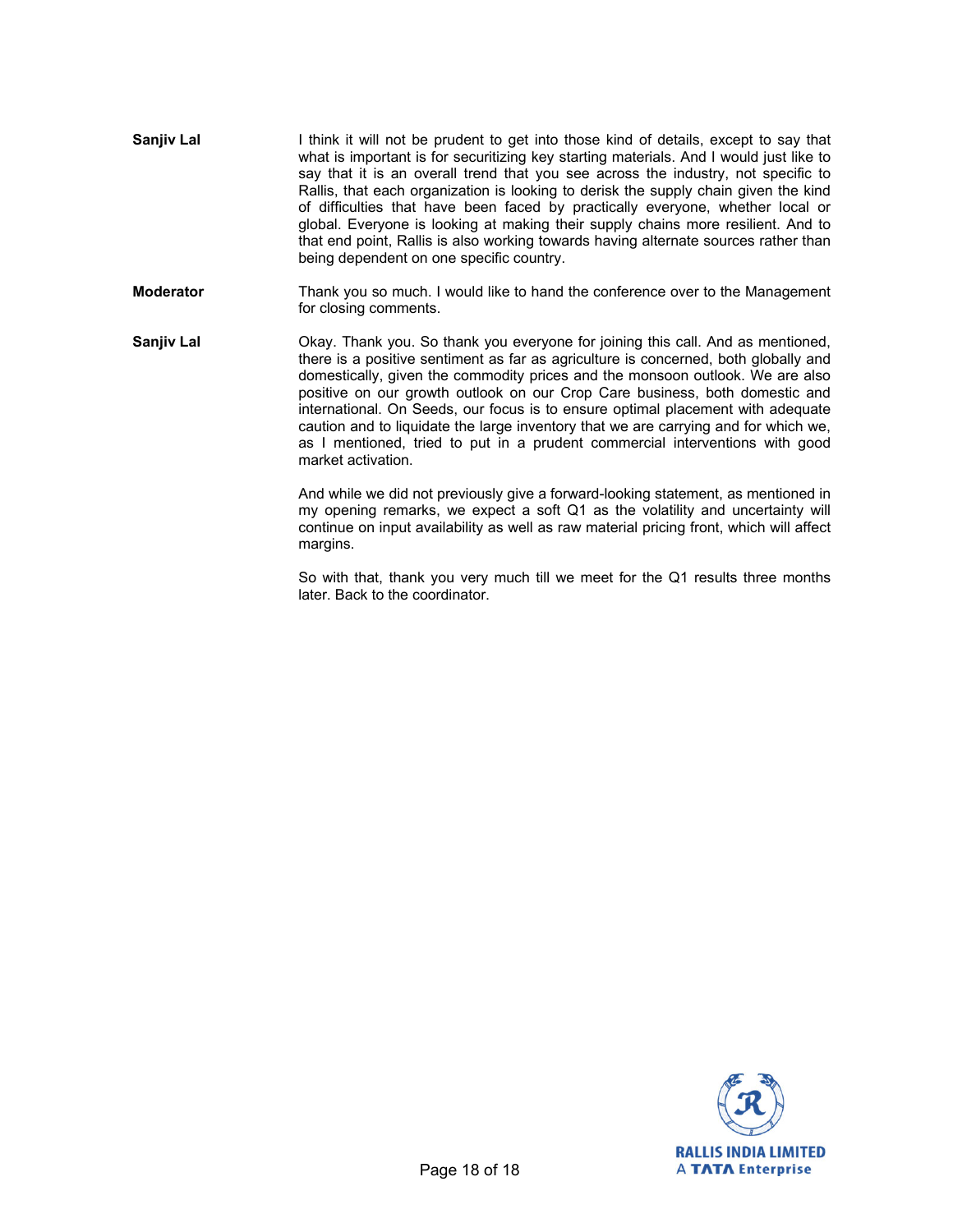**Sanjiv Lal** I think it will not be prudent to get into those kind of details, except to say that what is important is for securitizing key starting materials. And I would just like to say that it is an overall trend that you see across the industry, not specific to Rallis, that each organization is looking to derisk the supply chain given the kind of difficulties that have been faced by practically everyone, whether local or global. Everyone is looking at making their supply chains more resilient. And to that end point, Rallis is also working towards having alternate sources rather than being dependent on one specific country.

**Moderator** Thank you so much. I would like to hand the conference over to the Management for closing comments.

**Sanjiv Lal** Okay. Thank you. So thank you everyone for joining this call. And as mentioned, there is a positive sentiment as far as agriculture is concerned, both globally and domestically, given the commodity prices and the monsoon outlook. We are also positive on our growth outlook on our Crop Care business, both domestic and international. On Seeds, our focus is to ensure optimal placement with adequate caution and to liquidate the large inventory that we are carrying and for which we, as I mentioned, tried to put in a prudent commercial interventions with good market activation.

And while we did not previously give a forward-looking statement, as mentioned in my opening remarks, we expect a soft Q1 as the volatility and uncertainty will continue on input availability as well as raw material pricing front, which will affect margins.

So with that, thank you very much till we meet for the Q1 results three months later. Back to the coordinator.